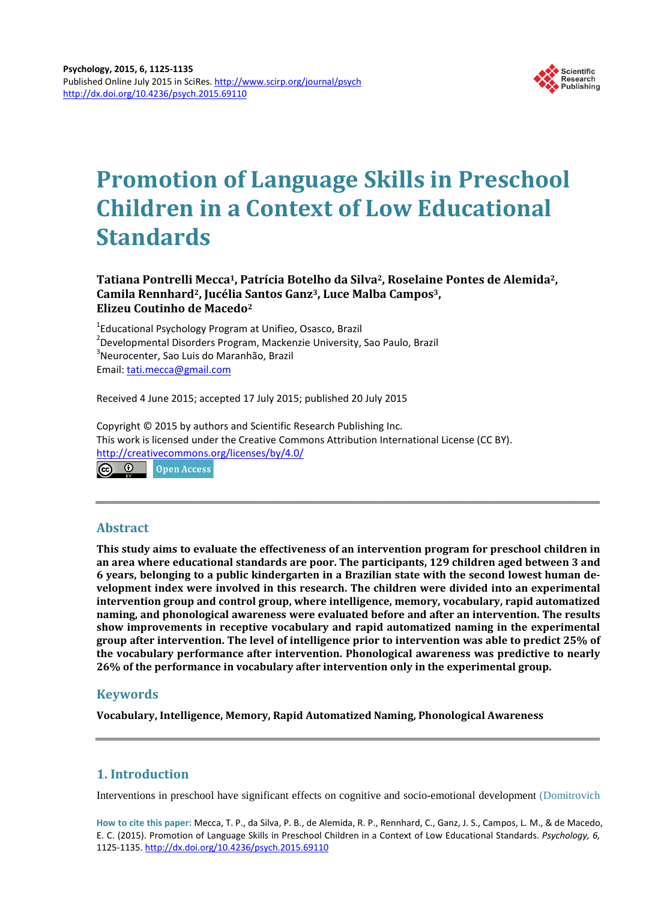# Promotion of Language Skills in Preschool Children in a Context of Low Educational Standards

**Tatiana Pontrelli Mecca[1], Patrícia Botelho da Silva[2], Roselaine Pontes de Alemida[2], Camila Rennhard[2], Jucélia Santos Ganz[3], Luce Malba Campos[3], Elizeu Coutinho de Macedo[2]**

[1]Educational Psychology Program at Unifieo, Osasco, Brazil
[2]Developmental Disorders Program, Mackenzie University, Sao Paulo, Brazil
[3]Neurocenter, Sao Luis do Maranhão, Brazil
Email: tati.mecca@gmail.com

Received 4 June 2015; accepted 17 July 2015; published 20 July 2015

Copyright © 2015 by authors and Scientific Research Publishing Inc.
This work is licensed under the Creative Commons Attribution International License (CC BY).
http://creativecommons.org/licenses/by/4.0/

Open Access

## Abstract

**This study aims to evaluate the effectiveness of an intervention program for preschool children in an area where educational standards are poor. The participants, 129 children aged between 3 and 6 years, belonging to a public kindergarten in a Brazilian state with the second lowest human development index were involved in this research. The children were divided into an experimental intervention group and control group, where intelligence, memory, vocabulary, rapid automatized naming, and phonological awareness were evaluated before and after an intervention. The results show improvements in receptive vocabulary and rapid automatized naming in the experimental group after intervention. The level of intelligence prior to intervention was able to predict 25% of the vocabulary performance after intervention. Phonological awareness was predictive to nearly 26% of the performance in vocabulary after intervention only in the experimental group.**

## Keywords

**Vocabulary, Intelligence, Memory, Rapid Automatized Naming, Phonological Awareness**

## 1. Introduction

Interventions in preschool have significant effects on cognitive and socio-emotional development (Domitrovich

**How to cite this paper:** Mecca, T. P., da Silva, P. B., de Alemida, R. P., Rennhard, C., Ganz, J. S., Campos, L. M., & de Macedo, E. C. (2015). Promotion of Language Skills in Preschool Children in a Context of Low Educational Standards. *Psychology, 6,* 1125-1135. http://dx.doi.org/10.4236/psych.2015.69110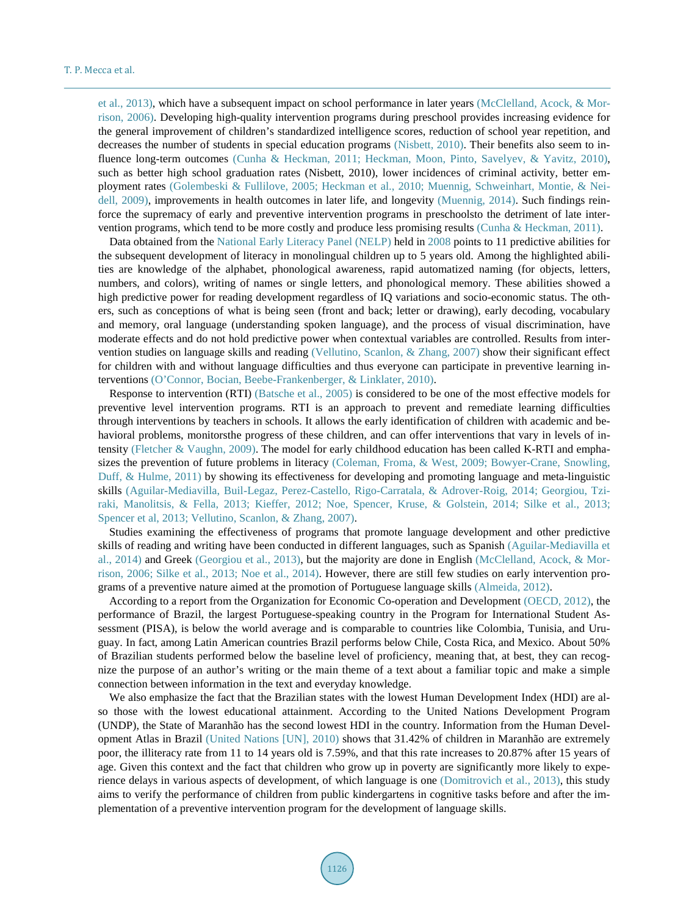et al., 2013), which have a subsequent impact on school performance in later years (McClelland, Acock, & Morrison, 2006). Developing high-quality intervention programs during preschool provides increasing evidence for the general improvement of children's standardized intelligence scores, reduction of school year repetition, and decreases the number of students in special education programs (Nisbett, 2010). Their benefits also seem to influence long-term outcomes (Cunha & Heckman, 2011; Heckman, Moon, Pinto, Savelyev, & Yavitz, 2010), such as better high school graduation rates (Nisbett, 2010), lower incidences of criminal activity, better employment rates (Golembeski & Fullilove, 2005; Heckman et al., 2010; Muennig, Schweinhart, Montie, & Neidell, 2009), improvements in health outcomes in later life, and longevity (Muennig, 2014). Such findings reinforce the supremacy of early and preventive intervention programs in preschoolsto the detriment of late intervention programs, which tend to be more costly and produce less promising results (Cunha & Heckman, 2011).

Data obtained from the National Early Literacy Panel (NELP) held in 2008 points to 11 predictive abilities for the subsequent development of literacy in monolingual children up to 5 years old. Among the highlighted abilities are knowledge of the alphabet, phonological awareness, rapid automatized naming (for objects, letters, numbers, and colors), writing of names or single letters, and phonological memory. These abilities showed a high predictive power for reading development regardless of IQ variations and socio-economic status. The others, such as conceptions of what is being seen (front and back; letter or drawing), early decoding, vocabulary and memory, oral language (understanding spoken language), and the process of visual discrimination, have moderate effects and do not hold predictive power when contextual variables are controlled. Results from intervention studies on language skills and reading (Vellutino, Scanlon, & Zhang, 2007) show their significant effect for children with and without language difficulties and thus everyone can participate in preventive learning interventions (O'Connor, Bocian, Beebe-Frankenberger, & Linklater, 2010).

Response to intervention (RTI) (Batsche et al., 2005) is considered to be one of the most effective models for preventive level intervention programs. RTI is an approach to prevent and remediate learning difficulties through interventions by teachers in schools. It allows the early identification of children with academic and behavioral problems, monitorsthe progress of these children, and can offer interventions that vary in levels of intensity (Fletcher & Vaughn, 2009). The model for early childhood education has been called K-RTI and emphasizes the prevention of future problems in literacy (Coleman, Froma, & West, 2009; Bowyer-Crane, Snowling, Duff, & Hulme, 2011) by showing its effectiveness for developing and promoting language and meta-linguistic skills (Aguilar-Mediavilla, Buil-Legaz, Perez-Castello, Rigo-Carratala, & Adrover-Roig, 2014; Georgiou, Tziraki, Manolitsis, & Fella, 2013; Kieffer, 2012; Noe, Spencer, Kruse, & Golstein, 2014; Silke et al., 2013; Spencer et al, 2013; Vellutino, Scanlon, & Zhang, 2007).

Studies examining the effectiveness of programs that promote language development and other predictive skills of reading and writing have been conducted in different languages, such as Spanish (Aguilar-Mediavilla et al., 2014) and Greek (Georgiou et al., 2013), but the majority are done in English (McClelland, Acock, & Morrison, 2006; Silke et al., 2013; Noe et al., 2014). However, there are still few studies on early intervention programs of a preventive nature aimed at the promotion of Portuguese language skills (Almeida, 2012).

According to a report from the Organization for Economic Co-operation and Development (OECD, 2012), the performance of Brazil, the largest Portuguese-speaking country in the Program for International Student Assessment (PISA), is below the world average and is comparable to countries like Colombia, Tunisia, and Uruguay. In fact, among Latin American countries Brazil performs below Chile, Costa Rica, and Mexico. About 50% of Brazilian students performed below the baseline level of proficiency, meaning that, at best, they can recognize the purpose of an author's writing or the main theme of a text about a familiar topic and make a simple connection between information in the text and everyday knowledge.

We also emphasize the fact that the Brazilian states with the lowest Human Development Index (HDI) are also those with the lowest educational attainment. According to the United Nations Development Program (UNDP), the State of Maranhão has the second lowest HDI in the country. Information from the Human Development Atlas in Brazil (United Nations [UN], 2010) shows that 31.42% of children in Maranhão are extremely poor, the illiteracy rate from 11 to 14 years old is 7.59%, and that this rate increases to 20.87% after 15 years of age. Given this context and the fact that children who grow up in poverty are significantly more likely to experience delays in various aspects of development, of which language is one (Domitrovich et al., 2013), this study aims to verify the performance of children from public kindergartens in cognitive tasks before and after the implementation of a preventive intervention program for the development of language skills.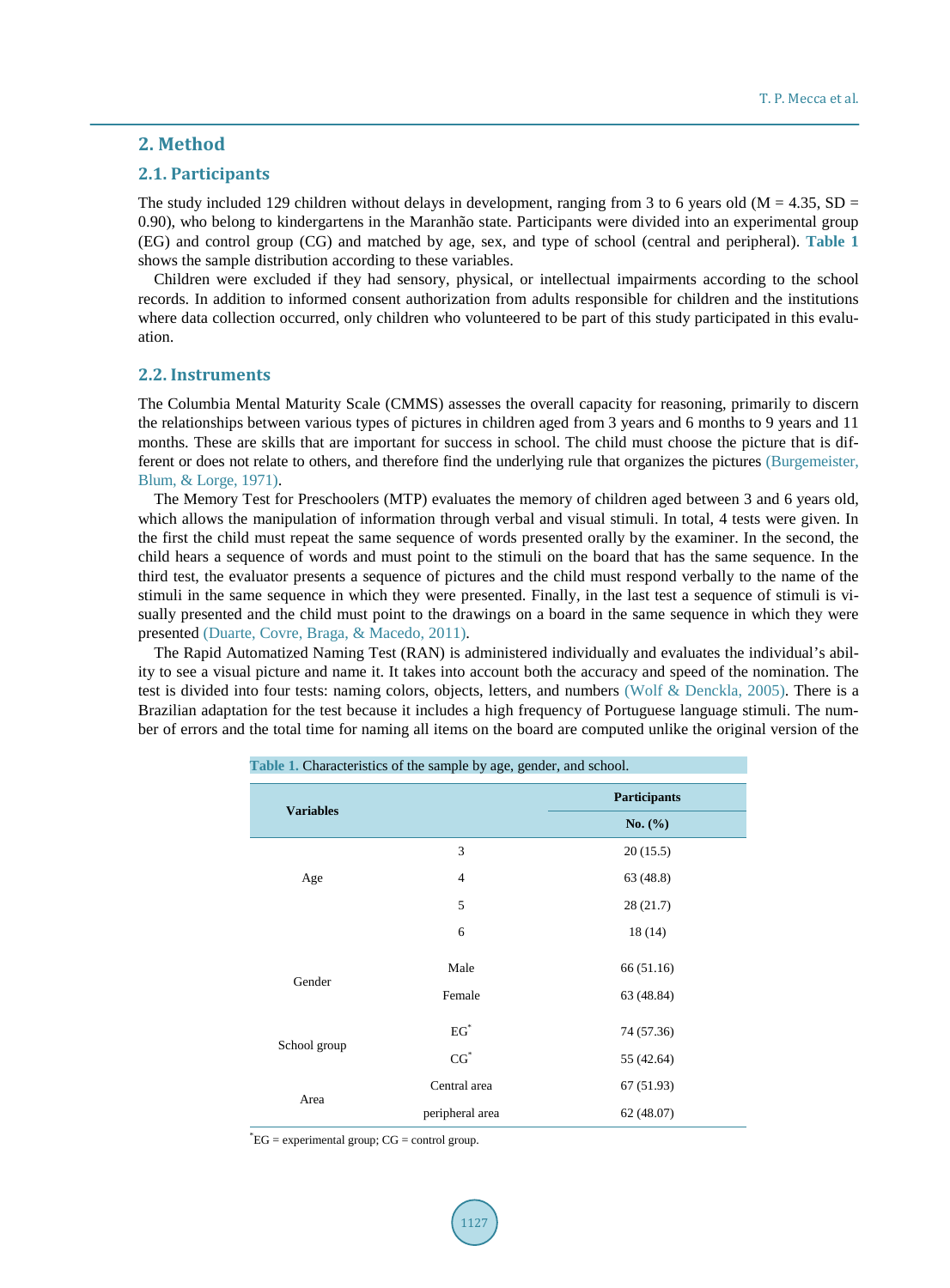## 2. Method

### 2.1. Participants

The study included 129 children without delays in development, ranging from 3 to 6 years old (M = 4.35, SD = 0.90), who belong to kindergartens in the Maranhão state. Participants were divided into an experimental group (EG) and control group (CG) and matched by age, sex, and type of school (central and peripheral). **Table 1** shows the sample distribution according to these variables.

Children were excluded if they had sensory, physical, or intellectual impairments according to the school records. In addition to informed consent authorization from adults responsible for children and the institutions where data collection occurred, only children who volunteered to be part of this study participated in this evaluation.

### 2.2. Instruments

The Columbia Mental Maturity Scale (CMMS) assesses the overall capacity for reasoning, primarily to discern the relationships between various types of pictures in children aged from 3 years and 6 months to 9 years and 11 months. These are skills that are important for success in school. The child must choose the picture that is different or does not relate to others, and therefore find the underlying rule that organizes the pictures (Burgemeister, Blum, & Lorge, 1971).

The Memory Test for Preschoolers (MTP) evaluates the memory of children aged between 3 and 6 years old, which allows the manipulation of information through verbal and visual stimuli. In total, 4 tests were given. In the first the child must repeat the same sequence of words presented orally by the examiner. In the second, the child hears a sequence of words and must point to the stimuli on the board that has the same sequence. In the third test, the evaluator presents a sequence of pictures and the child must respond verbally to the name of the stimuli in the same sequence in which they were presented. Finally, in the last test a sequence of stimuli is visually presented and the child must point to the drawings on a board in the same sequence in which they were presented (Duarte, Covre, Braga, & Macedo, 2011).

The Rapid Automatized Naming Test (RAN) is administered individually and evaluates the individual's ability to see a visual picture and name it. It takes into account both the accuracy and speed of the nomination. The test is divided into four tests: naming colors, objects, letters, and numbers (Wolf & Denckla, 2005). There is a Brazilian adaptation for the test because it includes a high frequency of Portuguese language stimuli. The number of errors and the total time for naming all items on the board are computed unlike the original version of the

**Table 1.** Characteristics of the sample by age, gender, and school.

| Variables | | Participants No. (%) |
|---|---|---|
| Age | 3 | 20 (15.5) |
| | 4 | 63 (48.8) |
| | 5 | 28 (21.7) |
| | 6 | 18 (14) |
| Gender | Male | 66 (51.16) |
| | Female | 63 (48.84) |
| School group | EG* | 74 (57.36) |
| | CG* | 55 (42.64) |
| Area | Central area | 67 (51.93) |
| | peripheral area | 62 (48.07) |

*EG = experimental group; CG = control group.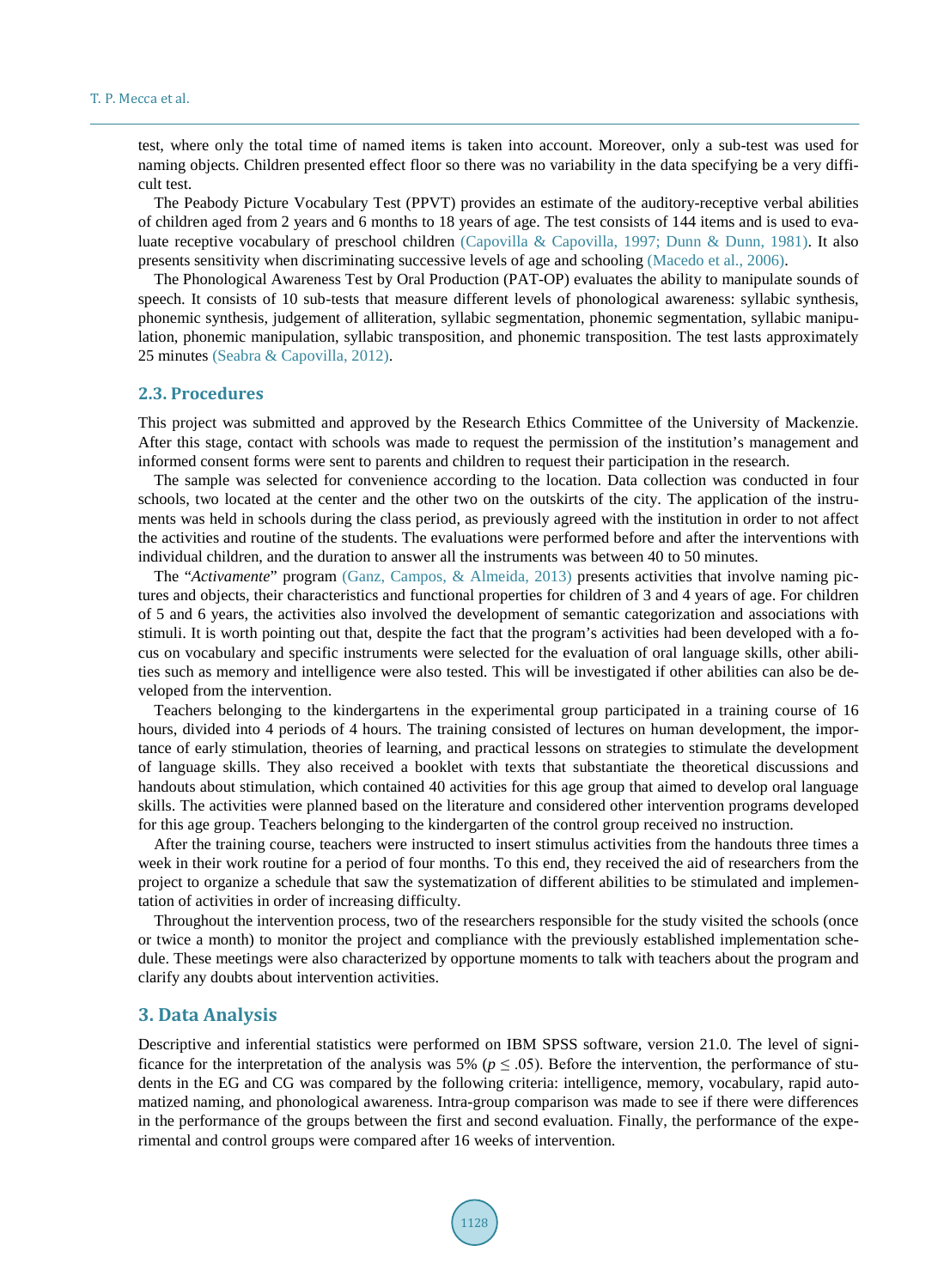test, where only the total time of named items is taken into account. Moreover, only a sub-test was used for naming objects. Children presented effect floor so there was no variability in the data specifying be a very difficult test.

The Peabody Picture Vocabulary Test (PPVT) provides an estimate of the auditory-receptive verbal abilities of children aged from 2 years and 6 months to 18 years of age. The test consists of 144 items and is used to evaluate receptive vocabulary of preschool children (Capovilla & Capovilla, 1997; Dunn & Dunn, 1981). It also presents sensitivity when discriminating successive levels of age and schooling (Macedo et al., 2006).

The Phonological Awareness Test by Oral Production (PAT-OP) evaluates the ability to manipulate sounds of speech. It consists of 10 sub-tests that measure different levels of phonological awareness: syllabic synthesis, phonemic synthesis, judgement of alliteration, syllabic segmentation, phonemic segmentation, syllabic manipulation, phonemic manipulation, syllabic transposition, and phonemic transposition. The test lasts approximately 25 minutes (Seabra & Capovilla, 2012).

### 2.3. Procedures

This project was submitted and approved by the Research Ethics Committee of the University of Mackenzie. After this stage, contact with schools was made to request the permission of the institution's management and informed consent forms were sent to parents and children to request their participation in the research.

The sample was selected for convenience according to the location. Data collection was conducted in four schools, two located at the center and the other two on the outskirts of the city. The application of the instruments was held in schools during the class period, as previously agreed with the institution in order to not affect the activities and routine of the students. The evaluations were performed before and after the interventions with individual children, and the duration to answer all the instruments was between 40 to 50 minutes.

The "*Activamente*" program (Ganz, Campos, & Almeida, 2013) presents activities that involve naming pictures and objects, their characteristics and functional properties for children of 3 and 4 years of age. For children of 5 and 6 years, the activities also involved the development of semantic categorization and associations with stimuli. It is worth pointing out that, despite the fact that the program's activities had been developed with a focus on vocabulary and specific instruments were selected for the evaluation of oral language skills, other abilities such as memory and intelligence were also tested. This will be investigated if other abilities can also be developed from the intervention.

Teachers belonging to the kindergartens in the experimental group participated in a training course of 16 hours, divided into 4 periods of 4 hours. The training consisted of lectures on human development, the importance of early stimulation, theories of learning, and practical lessons on strategies to stimulate the development of language skills. They also received a booklet with texts that substantiate the theoretical discussions and handouts about stimulation, which contained 40 activities for this age group that aimed to develop oral language skills. The activities were planned based on the literature and considered other intervention programs developed for this age group. Teachers belonging to the kindergarten of the control group received no instruction.

After the training course, teachers were instructed to insert stimulus activities from the handouts three times a week in their work routine for a period of four months. To this end, they received the aid of researchers from the project to organize a schedule that saw the systematization of different abilities to be stimulated and implementation of activities in order of increasing difficulty.

Throughout the intervention process, two of the researchers responsible for the study visited the schools (once or twice a month) to monitor the project and compliance with the previously established implementation schedule. These meetings were also characterized by opportune moments to talk with teachers about the program and clarify any doubts about intervention activities.

## 3. Data Analysis

Descriptive and inferential statistics were performed on IBM SPSS software, version 21.0. The level of significance for the interpretation of the analysis was 5% ($p \leq .05$). Before the intervention, the performance of students in the EG and CG was compared by the following criteria: intelligence, memory, vocabulary, rapid automatized naming, and phonological awareness. Intra-group comparison was made to see if there were differences in the performance of the groups between the first and second evaluation. Finally, the performance of the experimental and control groups were compared after 16 weeks of intervention.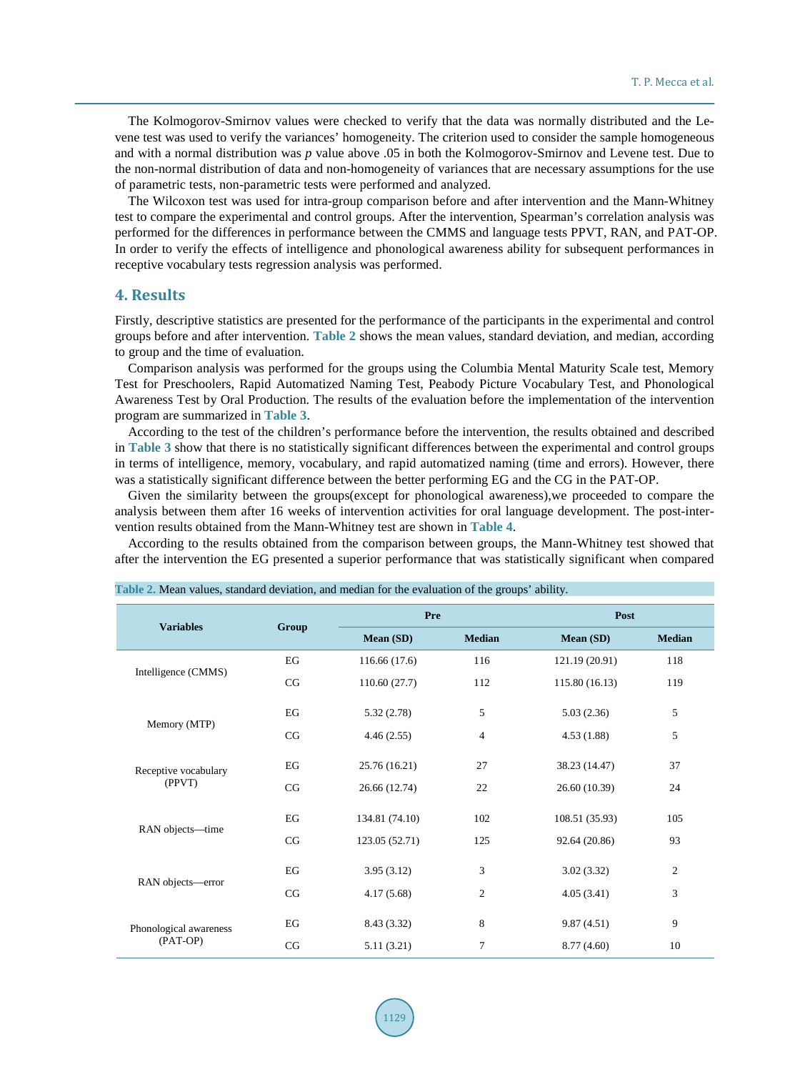The Kolmogorov-Smirnov values were checked to verify that the data was normally distributed and the Levene test was used to verify the variances' homogeneity. The criterion used to consider the sample homogeneous and with a normal distribution was *p* value above .05 in both the Kolmogorov-Smirnov and Levene test. Due to the non-normal distribution of data and non-homogeneity of variances that are necessary assumptions for the use of parametric tests, non-parametric tests were performed and analyzed.

The Wilcoxon test was used for intra-group comparison before and after intervention and the Mann-Whitney test to compare the experimental and control groups. After the intervention, Spearman's correlation analysis was performed for the differences in performance between the CMMS and language tests PPVT, RAN, and PAT-OP. In order to verify the effects of intelligence and phonological awareness ability for subsequent performances in receptive vocabulary tests regression analysis was performed.

## 4. Results

Firstly, descriptive statistics are presented for the performance of the participants in the experimental and control groups before and after intervention. **Table 2** shows the mean values, standard deviation, and median, according to group and the time of evaluation.

Comparison analysis was performed for the groups using the Columbia Mental Maturity Scale test, Memory Test for Preschoolers, Rapid Automatized Naming Test, Peabody Picture Vocabulary Test, and Phonological Awareness Test by Oral Production. The results of the evaluation before the implementation of the intervention program are summarized in **Table 3**.

According to the test of the children's performance before the intervention, the results obtained and described in **Table 3** show that there is no statistically significant differences between the experimental and control groups in terms of intelligence, memory, vocabulary, and rapid automatized naming (time and errors). However, there was a statistically significant difference between the better performing EG and the CG in the PAT-OP.

Given the similarity between the groups(except for phonological awareness),we proceeded to compare the analysis between them after 16 weeks of intervention activities for oral language development. The post-intervention results obtained from the Mann-Whitney test are shown in **Table 4**.

According to the results obtained from the comparison between groups, the Mann-Whitney test showed that after the intervention the EG presented a superior performance that was statistically significant when compared

**Table 2.** Mean values, standard deviation, and median for the evaluation of the groups' ability.

| Variables | Group | Pre | | Post | |
|---|---|---|---|---|---|
| | | Mean (SD) | Median | Mean (SD) | Median |
| Intelligence (CMMS) | EG | 116.66 (17.6) | 116 | 121.19 (20.91) | 118 |
| | CG | 110.60 (27.7) | 112 | 115.80 (16.13) | 119 |
| Memory (MTP) | EG | 5.32 (2.78) | 5 | 5.03 (2.36) | 5 |
| | CG | 4.46 (2.55) | 4 | 4.53 (1.88) | 5 |
| Receptive vocabulary (PPVT) | EG | 25.76 (16.21) | 27 | 38.23 (14.47) | 37 |
| | CG | 26.66 (12.74) | 22 | 26.60 (10.39) | 24 |
| RAN objects—time | EG | 134.81 (74.10) | 102 | 108.51 (35.93) | 105 |
| | CG | 123.05 (52.71) | 125 | 92.64 (20.86) | 93 |
| RAN objects—error | EG | 3.95 (3.12) | 3 | 3.02 (3.32) | 2 |
| | CG | 4.17 (5.68) | 2 | 4.05 (3.41) | 3 |
| Phonological awareness (PAT-OP) | EG | 8.43 (3.32) | 8 | 9.87 (4.51) | 9 |
| | CG | 5.11 (3.21) | 7 | 8.77 (4.60) | 10 |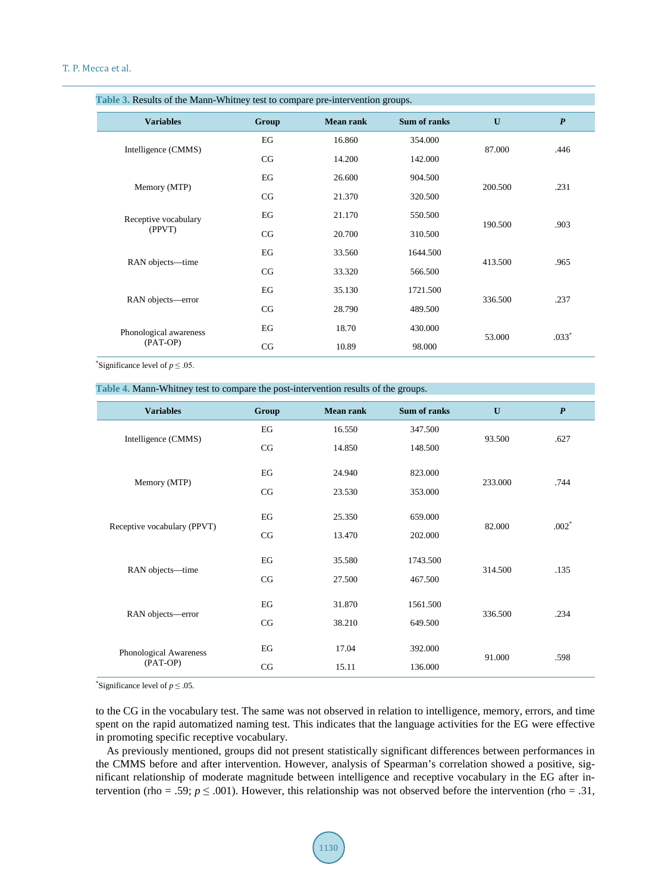**Table 3.** Results of the Mann-Whitney test to compare pre-intervention groups.

| Variables | Group | Mean rank | Sum of ranks | U | P |
|---|---|---|---|---|---|
| Intelligence (CMMS) | EG | 16.860 | 354.000 | 87.000 | .446 |
| | CG | 14.200 | 142.000 | | |
| Memory (MTP) | EG | 26.600 | 904.500 | 200.500 | .231 |
| | CG | 21.370 | 320.500 | | |
| Receptive vocabulary (PPVT) | EG | 21.170 | 550.500 | 190.500 | .903 |
| | CG | 20.700 | 310.500 | | |
| RAN objects—time | EG | 33.560 | 1644.500 | 413.500 | .965 |
| | CG | 33.320 | 566.500 | | |
| RAN objects—error | EG | 35.130 | 1721.500 | 336.500 | .237 |
| | CG | 28.790 | 489.500 | | |
| Phonological awareness (PAT-OP) | EG | 18.70 | 430.000 | 53.000 | .033* |
| | CG | 10.89 | 98.000 | | |

*Significance level of $p \leq .05$.

**Table 4.** Mann-Whitney test to compare the post-intervention results of the groups.

| Variables | Group | Mean rank | Sum of ranks | U | P |
|---|---|---|---|---|---|
| Intelligence (CMMS) | EG | 16.550 | 347.500 | 93.500 | .627 |
| | CG | 14.850 | 148.500 | | |
| Memory (MTP) | EG | 24.940 | 823.000 | 233.000 | .744 |
| | CG | 23.530 | 353.000 | | |
| Receptive vocabulary (PPVT) | EG | 25.350 | 659.000 | 82.000 | .002* |
| | CG | 13.470 | 202.000 | | |
| RAN objects—time | EG | 35.580 | 1743.500 | 314.500 | .135 |
| | CG | 27.500 | 467.500 | | |
| RAN objects—error | EG | 31.870 | 1561.500 | 336.500 | .234 |
| | CG | 38.210 | 649.500 | | |
| Phonological Awareness (PAT-OP) | EG | 17.04 | 392.000 | 91.000 | .598 |
| | CG | 15.11 | 136.000 | | |

*Significance level of $p \leq .05$.

to the CG in the vocabulary test. The same was not observed in relation to intelligence, memory, errors, and time spent on the rapid automatized naming test. This indicates that the language activities for the EG were effective in promoting specific receptive vocabulary.

As previously mentioned, groups did not present statistically significant differences between performances in the CMMS before and after intervention. However, analysis of Spearman's correlation showed a positive, significant relationship of moderate magnitude between intelligence and receptive vocabulary in the EG after intervention (rho = .59; $p \leq .001$). However, this relationship was not observed before the intervention (rho = .31,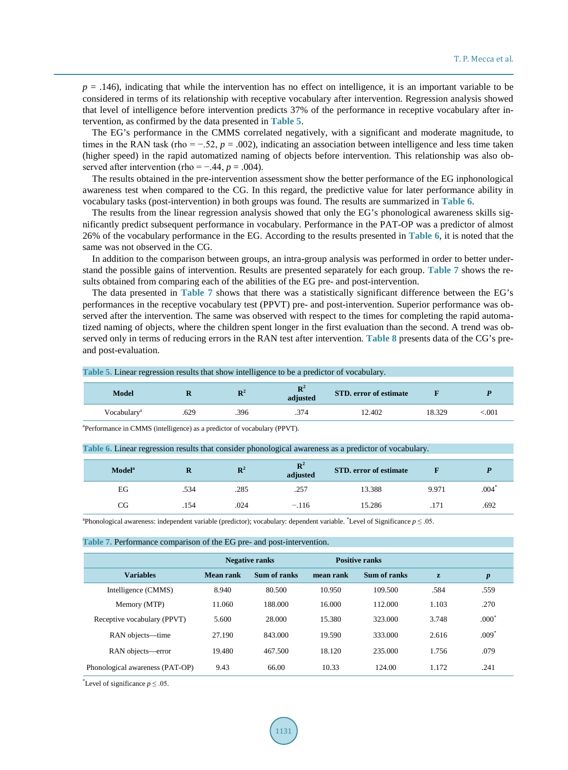$p = .146$), indicating that while the intervention has no effect on intelligence, it is an important variable to be considered in terms of its relationship with receptive vocabulary after intervention. Regression analysis showed that level of intelligence before intervention predicts 37% of the performance in receptive vocabulary after intervention, as confirmed by the data presented in **Table 5**.

The EG's performance in the CMMS correlated negatively, with a significant and moderate magnitude, to times in the RAN task (rho = −.52, $p = .002$), indicating an association between intelligence and less time taken (higher speed) in the rapid automatized naming of objects before intervention. This relationship was also observed after intervention (rho = −.44, $p = .004$).

The results obtained in the pre-intervention assessment show the better performance of the EG inphonological awareness test when compared to the CG. In this regard, the predictive value for later performance ability in vocabulary tasks (post-intervention) in both groups was found. The results are summarized in **Table 6**.

The results from the linear regression analysis showed that only the EG's phonological awareness skills significantly predict subsequent performance in vocabulary. Performance in the PAT-OP was a predictor of almost 26% of the vocabulary performance in the EG. According to the results presented in **Table 6**, it is noted that the same was not observed in the CG.

In addition to the comparison between groups, an intra-group analysis was performed in order to better understand the possible gains of intervention. Results are presented separately for each group. **Table 7** shows the results obtained from comparing each of the abilities of the EG pre- and post-intervention.

The data presented in **Table 7** shows that there was a statistically significant difference between the EG's performances in the receptive vocabulary test (PPVT) pre- and post-intervention. Superior performance was observed after the intervention. The same was observed with respect to the times for completing the rapid automatized naming of objects, where the children spent longer in the first evaluation than the second. A trend was observed only in terms of reducing errors in the RAN test after intervention. **Table 8** presents data of the CG's pre- and post-evaluation.

**Table 5.** Linear regression results that show intelligence to be a predictor of vocabulary.

| Model | R | $R^2$ | $R^2$ adjusted | STD. error of estimate | F | P |
|---|---|---|---|---|---|---|
| Vocabulary[a] | .629 | .396 | .374 | 12.402 | 18.329 | <.001 |

[a]Performance in CMMS (intelligence) as a predictor of vocabulary (PPVT).

**Table 6.** Linear regression results that consider phonological awareness as a predictor of vocabulary.

| Model[a] | R | $R^2$ | $R^2$ adjusted | STD. error of estimate | F | P |
|---|---|---|---|---|---|---|
| EG | .534 | .285 | .257 | 13.388 | 9.971 | .004* |
| CG | .154 | .024 | −.116 | 15.286 | .171 | .692 |

[a]Phonological awareness: independent variable (predictor); vocabulary: dependent variable. *Level of Significance $p \leq .05$.

**Table 7.** Performance comparison of the EG pre- and post-intervention.

| | Negative ranks | | Positive ranks | | | |
|---|---|---|---|---|---|---|
| Variables | Mean rank | Sum of ranks | mean rank | Sum of ranks | z | p |
| Intelligence (CMMS) | 8.940 | 80.500 | 10.950 | 109.500 | .584 | .559 |
| Memory (MTP) | 11.060 | 188.000 | 16.000 | 112.000 | 1.103 | .270 |
| Receptive vocabulary (PPVT) | 5.600 | 28.000 | 15.380 | 323.000 | 3.748 | .000* |
| RAN objects—time | 27.190 | 843.000 | 19.590 | 333.000 | 2.616 | .009* |
| RAN objects—error | 19.480 | 467.500 | 18.120 | 235.000 | 1.756 | .079 |
| Phonological awareness (PAT-OP) | 9.43 | 66.00 | 10.33 | 124.00 | 1.172 | .241 |

*Level of significance $p \leq .05$.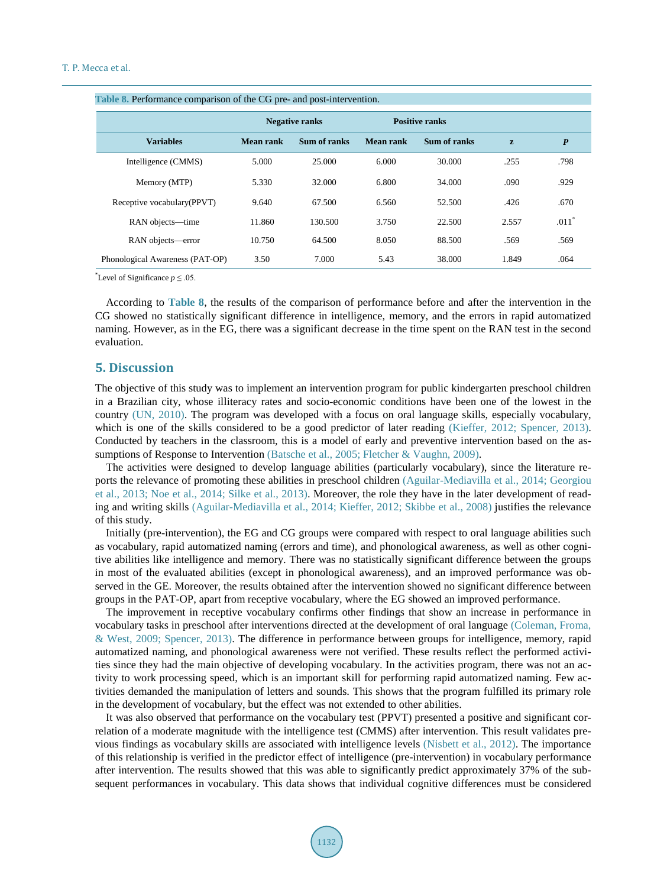**Table 8.** Performance comparison of the CG pre- and post-intervention.

| Variables | Negative ranks | | Positive ranks | | z | P |
|---|---|---|---|---|---|---|
| | Mean rank | Sum of ranks | Mean rank | Sum of ranks | | |
| Intelligence (CMMS) | 5.000 | 25.000 | 6.000 | 30.000 | .255 | .798 |
| Memory (MTP) | 5.330 | 32.000 | 6.800 | 34.000 | .090 | .929 |
| Receptive vocabulary(PPVT) | 9.640 | 67.500 | 6.560 | 52.500 | .426 | .670 |
| RAN objects—time | 11.860 | 130.500 | 3.750 | 22.500 | 2.557 | .011* |
| RAN objects—error | 10.750 | 64.500 | 8.050 | 88.500 | .569 | .569 |
| Phonological Awareness (PAT-OP) | 3.50 | 7.000 | 5.43 | 38.000 | 1.849 | .064 |

*Level of Significance $p \leq .05$.

According to **Table 8**, the results of the comparison of performance before and after the intervention in the CG showed no statistically significant difference in intelligence, memory, and the errors in rapid automatized naming. However, as in the EG, there was a significant decrease in the time spent on the RAN test in the second evaluation.

## 5. Discussion

The objective of this study was to implement an intervention program for public kindergarten preschool children in a Brazilian city, whose illiteracy rates and socio-economic conditions have been one of the lowest in the country (UN, 2010). The program was developed with a focus on oral language skills, especially vocabulary, which is one of the skills considered to be a good predictor of later reading (Kieffer, 2012; Spencer, 2013). Conducted by teachers in the classroom, this is a model of early and preventive intervention based on the assumptions of Response to Intervention (Batsche et al., 2005; Fletcher & Vaughn, 2009).

The activities were designed to develop language abilities (particularly vocabulary), since the literature reports the relevance of promoting these abilities in preschool children (Aguilar-Mediavilla et al., 2014; Georgiou et al., 2013; Noe et al., 2014; Silke et al., 2013). Moreover, the role they have in the later development of reading and writing skills (Aguilar-Mediavilla et al., 2014; Kieffer, 2012; Skibbe et al., 2008) justifies the relevance of this study.

Initially (pre-intervention), the EG and CG groups were compared with respect to oral language abilities such as vocabulary, rapid automatized naming (errors and time), and phonological awareness, as well as other cognitive abilities like intelligence and memory. There was no statistically significant difference between the groups in most of the evaluated abilities (except in phonological awareness), and an improved performance was observed in the GE. Moreover, the results obtained after the intervention showed no significant difference between groups in the PAT-OP, apart from receptive vocabulary, where the EG showed an improved performance.

The improvement in receptive vocabulary confirms other findings that show an increase in performance in vocabulary tasks in preschool after interventions directed at the development of oral language (Coleman, Froma, & West, 2009; Spencer, 2013). The difference in performance between groups for intelligence, memory, rapid automatized naming, and phonological awareness were not verified. These results reflect the performed activities since they had the main objective of developing vocabulary. In the activities program, there was not an activity to work processing speed, which is an important skill for performing rapid automatized naming. Few activities demanded the manipulation of letters and sounds. This shows that the program fulfilled its primary role in the development of vocabulary, but the effect was not extended to other abilities.

It was also observed that performance on the vocabulary test (PPVT) presented a positive and significant correlation of a moderate magnitude with the intelligence test (CMMS) after intervention. This result validates previous findings as vocabulary skills are associated with intelligence levels (Nisbett et al., 2012). The importance of this relationship is verified in the predictor effect of intelligence (pre-intervention) in vocabulary performance after intervention. The results showed that this was able to significantly predict approximately 37% of the subsequent performances in vocabulary. This data shows that individual cognitive differences must be considered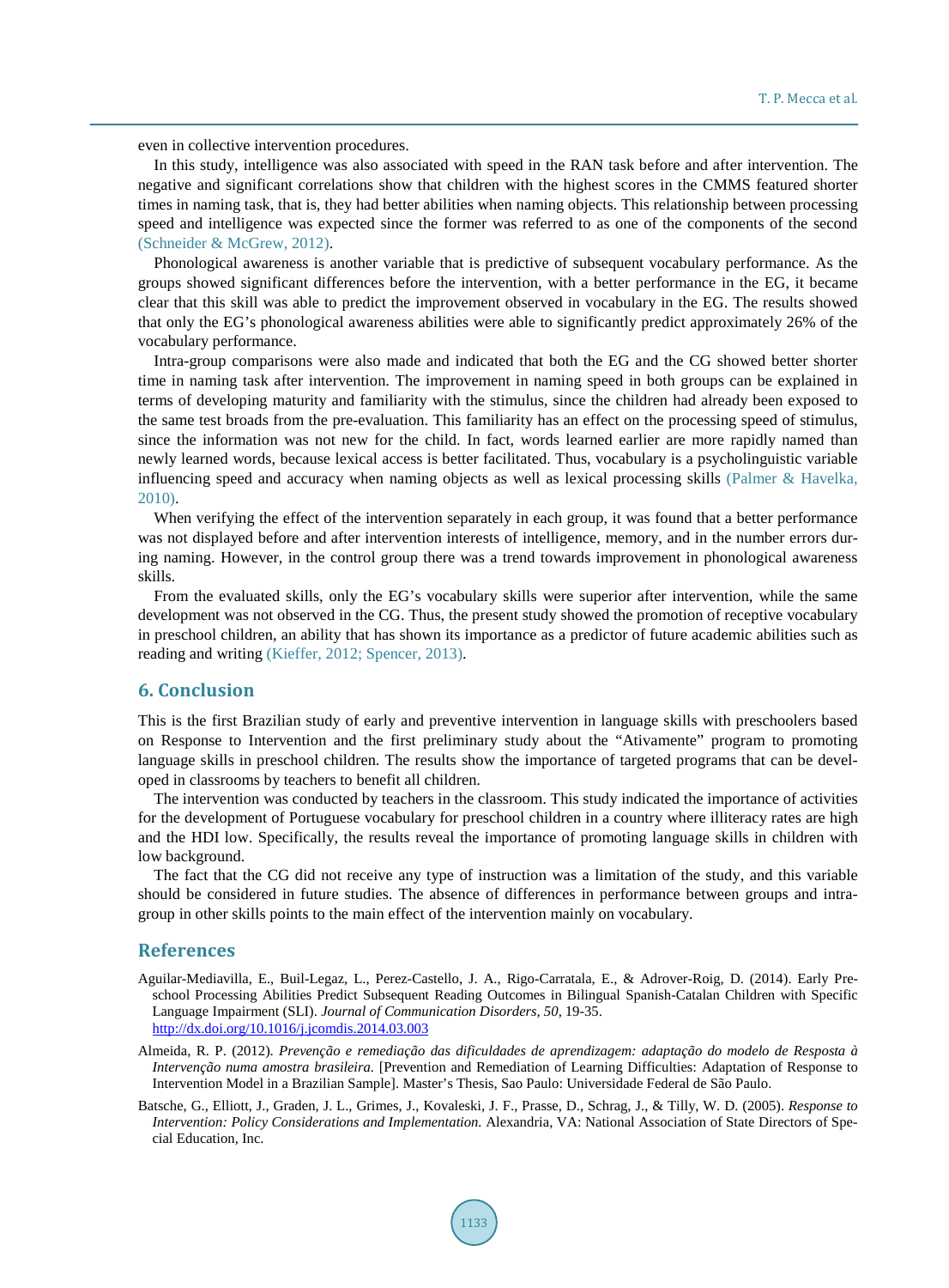even in collective intervention procedures.

In this study, intelligence was also associated with speed in the RAN task before and after intervention. The negative and significant correlations show that children with the highest scores in the CMMS featured shorter times in naming task, that is, they had better abilities when naming objects. This relationship between processing speed and intelligence was expected since the former was referred to as one of the components of the second (Schneider & McGrew, 2012).

Phonological awareness is another variable that is predictive of subsequent vocabulary performance. As the groups showed significant differences before the intervention, with a better performance in the EG, it became clear that this skill was able to predict the improvement observed in vocabulary in the EG. The results showed that only the EG's phonological awareness abilities were able to significantly predict approximately 26% of the vocabulary performance.

Intra-group comparisons were also made and indicated that both the EG and the CG showed better shorter time in naming task after intervention. The improvement in naming speed in both groups can be explained in terms of developing maturity and familiarity with the stimulus, since the children had already been exposed to the same test broads from the pre-evaluation. This familiarity has an effect on the processing speed of stimulus, since the information was not new for the child. In fact, words learned earlier are more rapidly named than newly learned words, because lexical access is better facilitated. Thus, vocabulary is a psycholinguistic variable influencing speed and accuracy when naming objects as well as lexical processing skills (Palmer & Havelka, 2010).

When verifying the effect of the intervention separately in each group, it was found that a better performance was not displayed before and after intervention interests of intelligence, memory, and in the number errors during naming. However, in the control group there was a trend towards improvement in phonological awareness skills.

From the evaluated skills, only the EG's vocabulary skills were superior after intervention, while the same development was not observed in the CG. Thus, the present study showed the promotion of receptive vocabulary in preschool children, an ability that has shown its importance as a predictor of future academic abilities such as reading and writing (Kieffer, 2012; Spencer, 2013).

## 6. Conclusion

This is the first Brazilian study of early and preventive intervention in language skills with preschoolers based on Response to Intervention and the first preliminary study about the "Ativamente" program to promoting language skills in preschool children. The results show the importance of targeted programs that can be developed in classrooms by teachers to benefit all children.

The intervention was conducted by teachers in the classroom. This study indicated the importance of activities for the development of Portuguese vocabulary for preschool children in a country where illiteracy rates are high and the HDI low. Specifically, the results reveal the importance of promoting language skills in children with low background.

The fact that the CG did not receive any type of instruction was a limitation of the study, and this variable should be considered in future studies. The absence of differences in performance between groups and intra-group in other skills points to the main effect of the intervention mainly on vocabulary.

## References

Aguilar-Mediavilla, E., Buil-Legaz, L., Perez-Castello, J. A., Rigo-Carratala, E., & Adrover-Roig, D. (2014). Early Preschool Processing Abilities Predict Subsequent Reading Outcomes in Bilingual Spanish-Catalan Children with Specific Language Impairment (SLI). *Journal of Communication Disorders, 50,* 19-35. http://dx.doi.org/10.1016/j.jcomdis.2014.03.003

Almeida, R. P. (2012). *Prevenção e remediação das dificuldades de aprendizagem: adaptação do modelo de Resposta à Intervenção numa amostra brasileira.* [Prevention and Remediation of Learning Difficulties: Adaptation of Response to Intervention Model in a Brazilian Sample]. Master's Thesis, Sao Paulo: Universidade Federal de São Paulo.

Batsche, G., Elliott, J., Graden, J. L., Grimes, J., Kovaleski, J. F., Prasse, D., Schrag, J., & Tilly, W. D. (2005). *Response to Intervention: Policy Considerations and Implementation.* Alexandria, VA: National Association of State Directors of Special Education, Inc.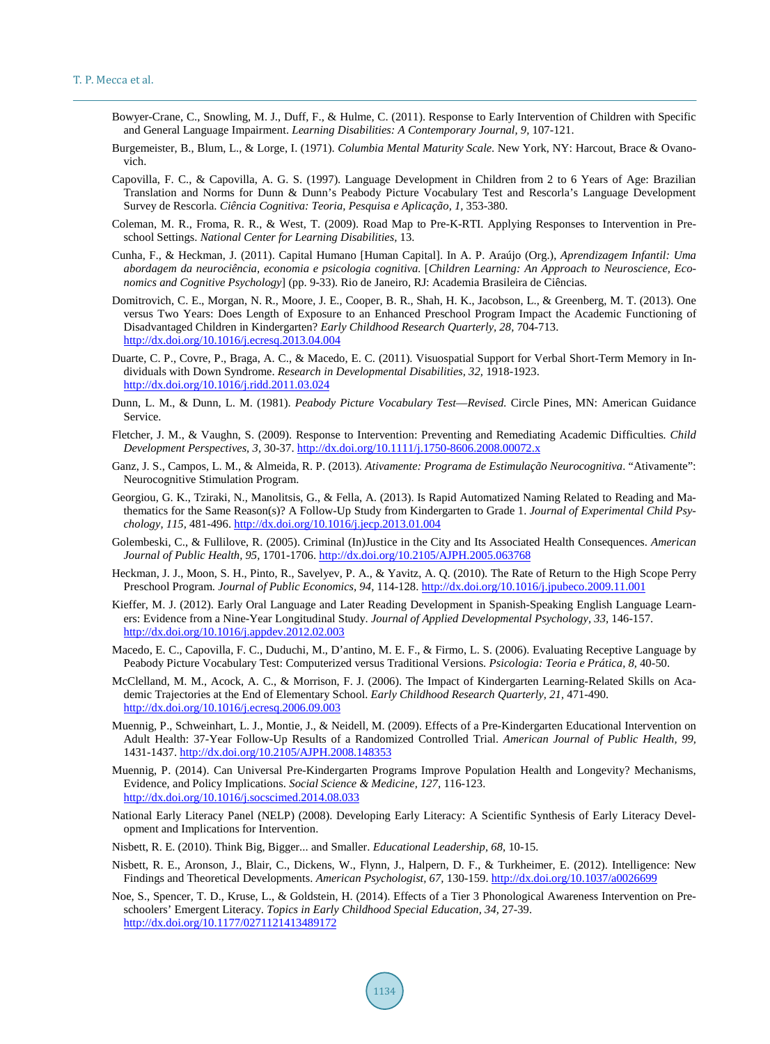Bowyer-Crane, C., Snowling, M. J., Duff, F., & Hulme, C. (2011). Response to Early Intervention of Children with Specific and General Language Impairment. *Learning Disabilities: A Contemporary Journal, 9*, 107-121.

Burgemeister, B., Blum, L., & Lorge, I. (1971). *Columbia Mental Maturity Scale*. New York, NY: Harcout, Brace & Ovanovich.

Capovilla, F. C., & Capovilla, A. G. S. (1997). Language Development in Children from 2 to 6 Years of Age: Brazilian Translation and Norms for Dunn & Dunn's Peabody Picture Vocabulary Test and Rescorla's Language Development Survey de Rescorla. *Ciência Cognitiva: Teoria, Pesquisa e Aplicação, 1*, 353-380.

Coleman, M. R., Froma, R. R., & West, T. (2009). Road Map to Pre-K-RTI. Applying Responses to Intervention in Preschool Settings. *National Center for Learning Disabilities*, 13.

Cunha, F., & Heckman, J. (2011). Capital Humano [Human Capital]. In A. P. Araújo (Org.), *Aprendizagem Infantil: Uma abordagem da neurociência, economia e psicologia cognitiva*. [*Children Learning: An Approach to Neuroscience, Economics and Cognitive Psychology*] (pp. 9-33). Rio de Janeiro, RJ: Academia Brasileira de Ciências.

Domitrovich, C. E., Morgan, N. R., Moore, J. E., Cooper, B. R., Shah, H. K., Jacobson, L., & Greenberg, M. T. (2013). One versus Two Years: Does Length of Exposure to an Enhanced Preschool Program Impact the Academic Functioning of Disadvantaged Children in Kindergarten? *Early Childhood Research Quarterly, 28*, 704-713. http://dx.doi.org/10.1016/j.ecresq.2013.04.004

Duarte, C. P., Covre, P., Braga, A. C., & Macedo, E. C. (2011). Visuospatial Support for Verbal Short-Term Memory in Individuals with Down Syndrome. *Research in Developmental Disabilities, 32*, 1918-1923. http://dx.doi.org/10.1016/j.ridd.2011.03.024

Dunn, L. M., & Dunn, L. M. (1981). *Peabody Picture Vocabulary Test—Revised*. Circle Pines, MN: American Guidance Service.

Fletcher, J. M., & Vaughn, S. (2009). Response to Intervention: Preventing and Remediating Academic Difficulties. *Child Development Perspectives, 3*, 30-37. http://dx.doi.org/10.1111/j.1750-8606.2008.00072.x

Ganz, J. S., Campos, L. M., & Almeida, R. P. (2013). *Ativamente: Programa de Estimulação Neurocognitiva*. "Ativamente": Neurocognitive Stimulation Program.

Georgiou, G. K., Tziraki, N., Manolitsis, G., & Fella, A. (2013). Is Rapid Automatized Naming Related to Reading and Mathematics for the Same Reason(s)? A Follow-Up Study from Kindergarten to Grade 1. *Journal of Experimental Child Psychology, 115*, 481-496. http://dx.doi.org/10.1016/j.jecp.2013.01.004

Golembeski, C., & Fullilove, R. (2005). Criminal (In)Justice in the City and Its Associated Health Consequences. *American Journal of Public Health, 95*, 1701-1706. http://dx.doi.org/10.2105/AJPH.2005.063768

Heckman, J. J., Moon, S. H., Pinto, R., Savelyev, P. A., & Yavitz, A. Q. (2010). The Rate of Return to the High Scope Perry Preschool Program. *Journal of Public Economics, 94*, 114-128. http://dx.doi.org/10.1016/j.jpubeco.2009.11.001

Kieffer, M. J. (2012). Early Oral Language and Later Reading Development in Spanish-Speaking English Language Learners: Evidence from a Nine-Year Longitudinal Study. *Journal of Applied Developmental Psychology, 33*, 146-157. http://dx.doi.org/10.1016/j.appdev.2012.02.003

Macedo, E. C., Capovilla, F. C., Duduchi, M., D'antino, M. E. F., & Firmo, L. S. (2006). Evaluating Receptive Language by Peabody Picture Vocabulary Test: Computerized versus Traditional Versions. *Psicologia: Teoria e Prática, 8*, 40-50.

McClelland, M. M., Acock, A. C., & Morrison, F. J. (2006). The Impact of Kindergarten Learning-Related Skills on Academic Trajectories at the End of Elementary School. *Early Childhood Research Quarterly, 21*, 471-490. http://dx.doi.org/10.1016/j.ecresq.2006.09.003

Muennig, P., Schweinhart, L. J., Montie, J., & Neidell, M. (2009). Effects of a Pre-Kindergarten Educational Intervention on Adult Health: 37-Year Follow-Up Results of a Randomized Controlled Trial. *American Journal of Public Health, 99*, 1431-1437. http://dx.doi.org/10.2105/AJPH.2008.148353

Muennig, P. (2014). Can Universal Pre-Kindergarten Programs Improve Population Health and Longevity? Mechanisms, Evidence, and Policy Implications. *Social Science & Medicine, 127*, 116-123. http://dx.doi.org/10.1016/j.socscimed.2014.08.033

National Early Literacy Panel (NELP) (2008). Developing Early Literacy: A Scientific Synthesis of Early Literacy Development and Implications for Intervention.

Nisbett, R. E. (2010). Think Big, Bigger... and Smaller. *Educational Leadership, 68*, 10-15.

Nisbett, R. E., Aronson, J., Blair, C., Dickens, W., Flynn, J., Halpern, D. F., & Turkheimer, E. (2012). Intelligence: New Findings and Theoretical Developments. *American Psychologist, 67*, 130-159. http://dx.doi.org/10.1037/a0026699

Noe, S., Spencer, T. D., Kruse, L., & Goldstein, H. (2014). Effects of a Tier 3 Phonological Awareness Intervention on Preschoolers' Emergent Literacy. *Topics in Early Childhood Special Education, 34*, 27-39. http://dx.doi.org/10.1177/0271121413489172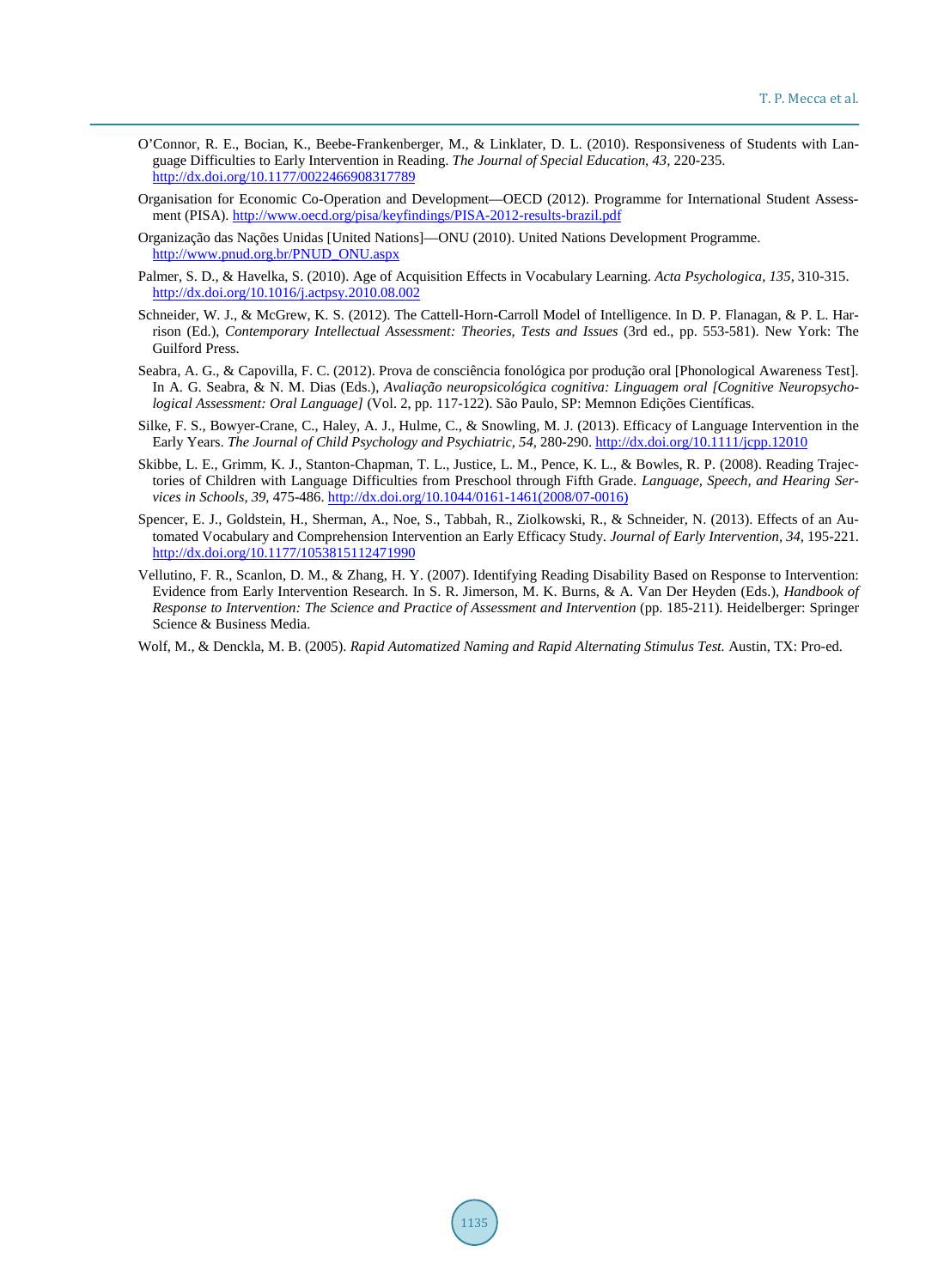O'Connor, R. E., Bocian, K., Beebe-Frankenberger, M., & Linklater, D. L. (2010). Responsiveness of Students with Language Difficulties to Early Intervention in Reading. *The Journal of Special Education, 43,* 220-235. http://dx.doi.org/10.1177/0022466908317789

Organisation for Economic Co-Operation and Development—OECD (2012). Programme for International Student Assessment (PISA). http://www.oecd.org/pisa/keyfindings/PISA-2012-results-brazil.pdf

Organização das Nações Unidas [United Nations]—ONU (2010). United Nations Development Programme. http://www.pnud.org.br/PNUD_ONU.aspx

Palmer, S. D., & Havelka, S. (2010). Age of Acquisition Effects in Vocabulary Learning. *Acta Psychologica, 135,* 310-315. http://dx.doi.org/10.1016/j.actpsy.2010.08.002

Schneider, W. J., & McGrew, K. S. (2012). The Cattell-Horn-Carroll Model of Intelligence. In D. P. Flanagan, & P. L. Harrison (Ed.), *Contemporary Intellectual Assessment: Theories, Tests and Issues* (3rd ed., pp. 553-581). New York: The Guilford Press.

Seabra, A. G., & Capovilla, F. C. (2012). Prova de consciência fonológica por produção oral [Phonological Awareness Test]. In A. G. Seabra, & N. M. Dias (Eds.), *Avaliação neuropsicológica cognitiva: Linguagem oral [Cognitive Neuropsychological Assessment: Oral Language]* (Vol. 2, pp. 117-122). São Paulo, SP: Memnon Edições Científicas.

Silke, F. S., Bowyer-Crane, C., Haley, A. J., Hulme, C., & Snowling, M. J. (2013). Efficacy of Language Intervention in the Early Years. *The Journal of Child Psychology and Psychiatric, 54,* 280-290. http://dx.doi.org/10.1111/jcpp.12010

Skibbe, L. E., Grimm, K. J., Stanton-Chapman, T. L., Justice, L. M., Pence, K. L., & Bowles, R. P. (2008). Reading Trajectories of Children with Language Difficulties from Preschool through Fifth Grade. *Language, Speech, and Hearing Services in Schools, 39,* 475-486. http://dx.doi.org/10.1044/0161-1461(2008/07-0016)

Spencer, E. J., Goldstein, H., Sherman, A., Noe, S., Tabbah, R., Ziolkowski, R., & Schneider, N. (2013). Effects of an Automated Vocabulary and Comprehension Intervention an Early Efficacy Study. *Journal of Early Intervention, 34,* 195-221. http://dx.doi.org/10.1177/1053815112471990

Vellutino, F. R., Scanlon, D. M., & Zhang, H. Y. (2007). Identifying Reading Disability Based on Response to Intervention: Evidence from Early Intervention Research. In S. R. Jimerson, M. K. Burns, & A. Van Der Heyden (Eds.), *Handbook of Response to Intervention: The Science and Practice of Assessment and Intervention* (pp. 185-211). Heidelberger: Springer Science & Business Media.

Wolf, M., & Denckla, M. B. (2005). *Rapid Automatized Naming and Rapid Alternating Stimulus Test.* Austin, TX: Pro-ed.